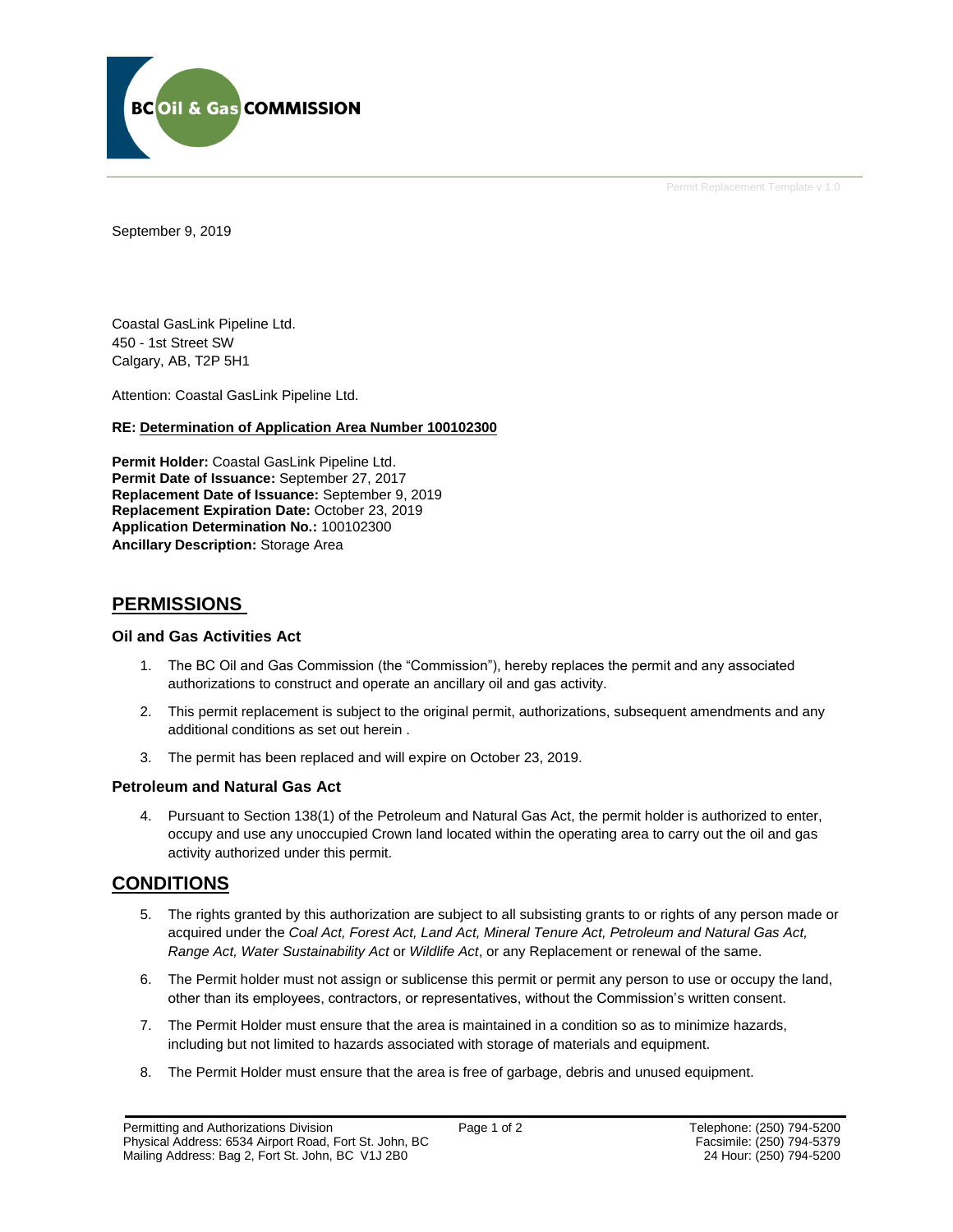BC Oil & Gas COMMISSION

Permit Replacement Template v 1.0

September 9, 2019

Coastal GasLink Pipeline Ltd.
450 - 1st Street SW
Calgary, AB, T2P 5H1

Attention: Coastal GasLink Pipeline Ltd.

**RE: Determination of Application Area Number 100102300**

**Permit Holder:** Coastal GasLink Pipeline Ltd.
**Permit Date of Issuance:** September 27, 2017
**Replacement Date of Issuance:** September 9, 2019
**Replacement Expiration Date:** October 23, 2019
**Application Determination No.:** 100102300
**Ancillary Description:** Storage Area

## PERMISSIONS

### Oil and Gas Activities Act

1. The BC Oil and Gas Commission (the "Commission"), hereby replaces the permit and any associated authorizations to construct and operate an ancillary oil and gas activity.
2. This permit replacement is subject to the original permit, authorizations, subsequent amendments and any additional conditions as set out herein .
3. The permit has been replaced and will expire on October 23, 2019.

### Petroleum and Natural Gas Act

4. Pursuant to Section 138(1) of the Petroleum and Natural Gas Act, the permit holder is authorized to enter, occupy and use any unoccupied Crown land located within the operating area to carry out the oil and gas activity authorized under this permit.

## CONDITIONS

5. The rights granted by this authorization are subject to all subsisting grants to or rights of any person made or acquired under the *Coal Act, Forest Act, Land Act, Mineral Tenure Act, Petroleum and Natural Gas Act, Range Act, Water Sustainability Act* or *Wildlife Act*, or any Replacement or renewal of the same.
6. The Permit holder must not assign or sublicense this permit or permit any person to use or occupy the land, other than its employees, contractors, or representatives, without the Commission's written consent.
7. The Permit Holder must ensure that the area is maintained in a condition so as to minimize hazards, including but not limited to hazards associated with storage of materials and equipment.
8. The Permit Holder must ensure that the area is free of garbage, debris and unused equipment.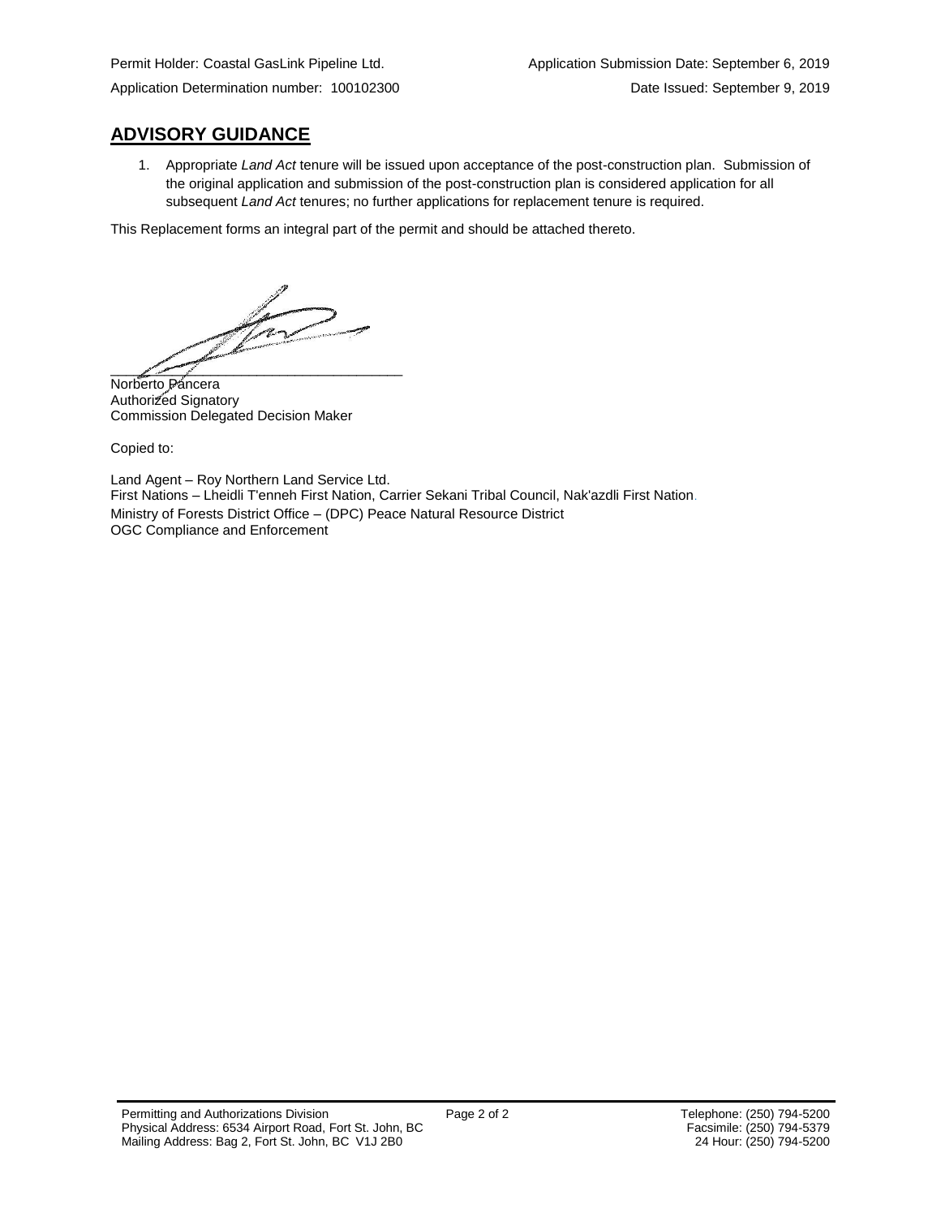Permit Holder: Coastal GasLink Pipeline Ltd. Application Submission Date: September 6, 2019

Application Determination number: 100102300 Date Issued: September 9, 2019

## ADVISORY GUIDANCE

1. Appropriate *Land Act* tenure will be issued upon acceptance of the post-construction plan. Submission of the original application and submission of the post-construction plan is considered application for all subsequent *Land Act* tenures; no further applications for replacement tenure is required.

This Replacement forms an integral part of the permit and should be attached thereto.

______________________________________

Norberto Pancera
Authorized Signatory
Commission Delegated Decision Maker

Copied to:

Land Agent – Roy Northern Land Service Ltd.
First Nations – Lheidli T'enneh First Nation, Carrier Sekani Tribal Council, Nak'azdli First Nation.
Ministry of Forests District Office – (DPC) Peace Natural Resource District
OGC Compliance and Enforcement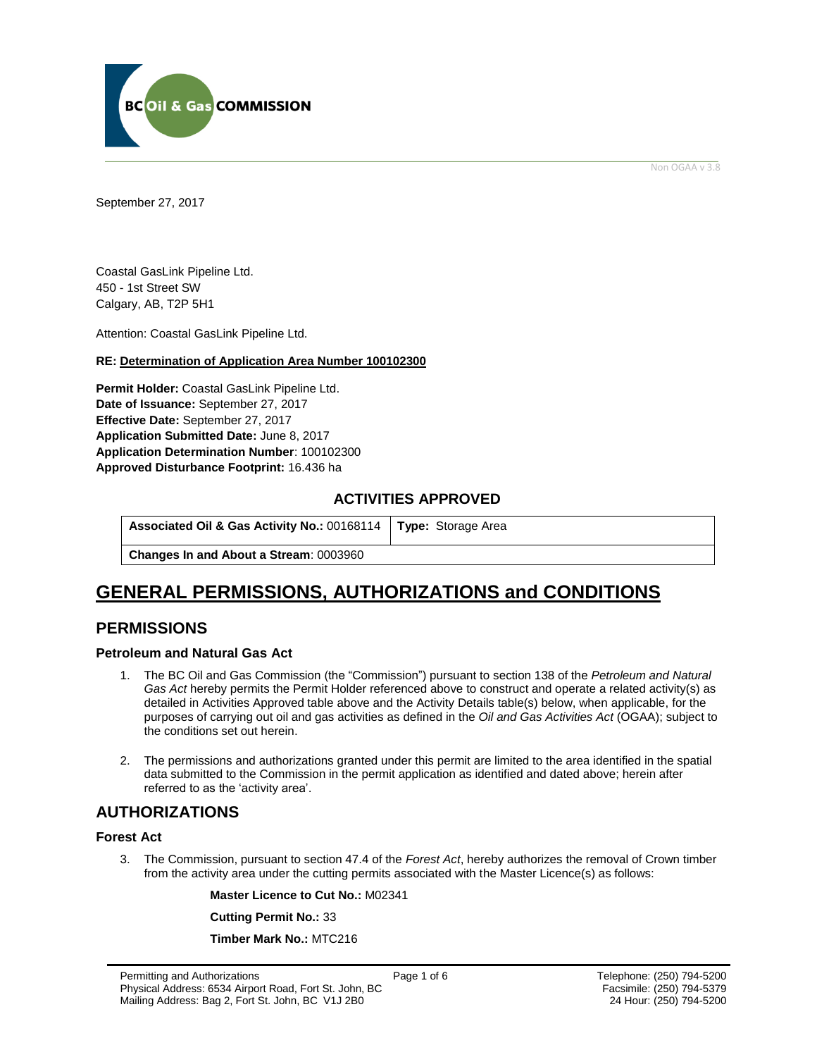Non OGAA v 3.8

September 27, 2017

Coastal GasLink Pipeline Ltd.
450 - 1st Street SW
Calgary, AB, T2P 5H1

Attention: Coastal GasLink Pipeline Ltd.

**RE: Determination of Application Area Number 100102300**

**Permit Holder:** Coastal GasLink Pipeline Ltd.
**Date of Issuance:** September 27, 2017
**Effective Date:** September 27, 2017
**Application Submitted Date:** June 8, 2017
**Application Determination Number**: 100102300
**Approved Disturbance Footprint:** 16.436 ha

### ACTIVITIES APPROVED

| **Associated Oil & Gas Activity No.:** 00168114 | **Type:** Storage Area |
|---|---|
| **Changes In and About a Stream**: 0003960 | |

# GENERAL PERMISSIONS, AUTHORIZATIONS and CONDITIONS

## PERMISSIONS

### Petroleum and Natural Gas Act

1. The BC Oil and Gas Commission (the "Commission") pursuant to section 138 of the *Petroleum and Natural Gas Act* hereby permits the Permit Holder referenced above to construct and operate a related activity(s) as detailed in Activities Approved table above and the Activity Details table(s) below, when applicable, for the purposes of carrying out oil and gas activities as defined in the *Oil and Gas Activities Act* (OGAA); subject to the conditions set out herein.

2. The permissions and authorizations granted under this permit are limited to the area identified in the spatial data submitted to the Commission in the permit application as identified and dated above; herein after referred to as the 'activity area'.

## AUTHORIZATIONS

### Forest Act

3. The Commission, pursuant to section 47.4 of the *Forest Act*, hereby authorizes the removal of Crown timber from the activity area under the cutting permits associated with the Master Licence(s) as follows:

   **Master Licence to Cut No.:** M02341

   **Cutting Permit No.:** 33

   **Timber Mark No.:** MTC216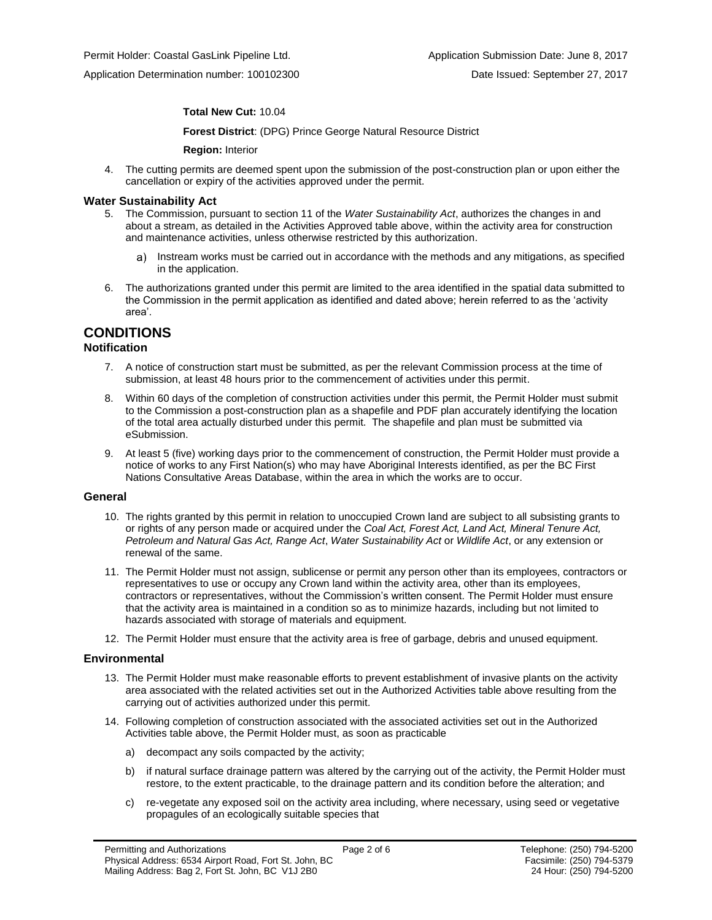**Total New Cut:** 10.04

**Forest District**: (DPG) Prince George Natural Resource District

**Region:** Interior

4. The cutting permits are deemed spent upon the submission of the post-construction plan or upon either the cancellation or expiry of the activities approved under the permit.

### Water Sustainability Act

5. The Commission, pursuant to section 11 of the *Water Sustainability Act*, authorizes the changes in and about a stream, as detailed in the Activities Approved table above, within the activity area for construction and maintenance activities, unless otherwise restricted by this authorization.
   a) Instream works must be carried out in accordance with the methods and any mitigations, as specified in the application.
6. The authorizations granted under this permit are limited to the area identified in the spatial data submitted to the Commission in the permit application as identified and dated above; herein referred to as the 'activity area'.

## CONDITIONS

### Notification

7. A notice of construction start must be submitted, as per the relevant Commission process at the time of submission, at least 48 hours prior to the commencement of activities under this permit.
8. Within 60 days of the completion of construction activities under this permit, the Permit Holder must submit to the Commission a post-construction plan as a shapefile and PDF plan accurately identifying the location of the total area actually disturbed under this permit. The shapefile and plan must be submitted via eSubmission.
9. At least 5 (five) working days prior to the commencement of construction, the Permit Holder must provide a notice of works to any First Nation(s) who may have Aboriginal Interests identified, as per the BC First Nations Consultative Areas Database, within the area in which the works are to occur.

### General

10. The rights granted by this permit in relation to unoccupied Crown land are subject to all subsisting grants to or rights of any person made or acquired under the *Coal Act, Forest Act, Land Act, Mineral Tenure Act, Petroleum and Natural Gas Act, Range Act*, *Water Sustainability Act* or *Wildlife Act*, or any extension or renewal of the same.
11. The Permit Holder must not assign, sublicense or permit any person other than its employees, contractors or representatives to use or occupy any Crown land within the activity area, other than its employees, contractors or representatives, without the Commission's written consent. The Permit Holder must ensure that the activity area is maintained in a condition so as to minimize hazards, including but not limited to hazards associated with storage of materials and equipment.
12. The Permit Holder must ensure that the activity area is free of garbage, debris and unused equipment.

### Environmental

13. The Permit Holder must make reasonable efforts to prevent establishment of invasive plants on the activity area associated with the related activities set out in the Authorized Activities table above resulting from the carrying out of activities authorized under this permit.
14. Following completion of construction associated with the associated activities set out in the Authorized Activities table above, the Permit Holder must, as soon as practicable
    a) decompact any soils compacted by the activity;
    b) if natural surface drainage pattern was altered by the carrying out of the activity, the Permit Holder must restore, to the extent practicable, to the drainage pattern and its condition before the alteration; and
    c) re-vegetate any exposed soil on the activity area including, where necessary, using seed or vegetative propagules of an ecologically suitable species that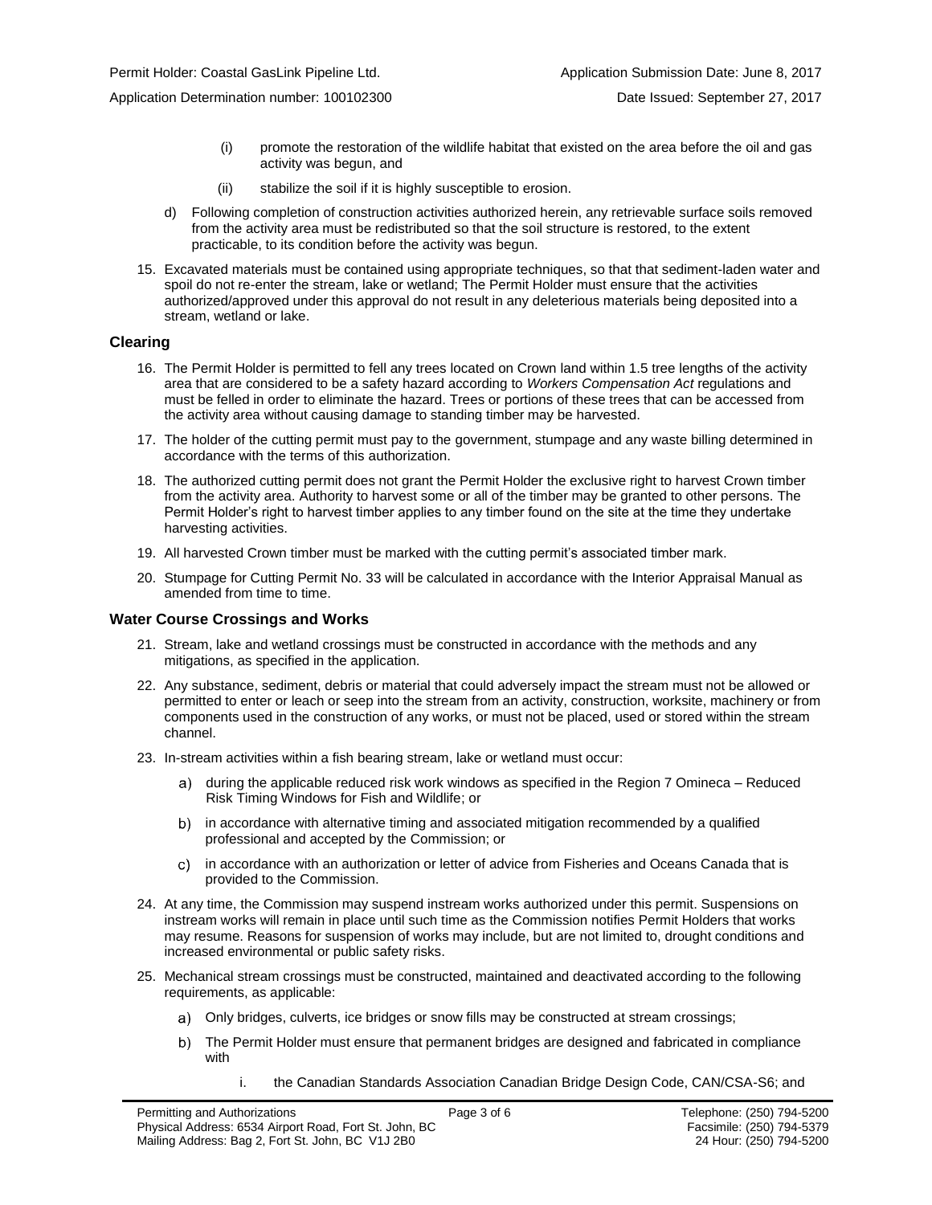(i) promote the restoration of the wildlife habitat that existed on the area before the oil and gas activity was begun, and

(ii) stabilize the soil if it is highly susceptible to erosion.

d) Following completion of construction activities authorized herein, any retrievable surface soils removed from the activity area must be redistributed so that the soil structure is restored, to the extent practicable, to its condition before the activity was begun.

15. Excavated materials must be contained using appropriate techniques, so that that sediment-laden water and spoil do not re-enter the stream, lake or wetland; The Permit Holder must ensure that the activities authorized/approved under this approval do not result in any deleterious materials being deposited into a stream, wetland or lake.

### Clearing

16. The Permit Holder is permitted to fell any trees located on Crown land within 1.5 tree lengths of the activity area that are considered to be a safety hazard according to *Workers Compensation Act* regulations and must be felled in order to eliminate the hazard. Trees or portions of these trees that can be accessed from the activity area without causing damage to standing timber may be harvested.

17. The holder of the cutting permit must pay to the government, stumpage and any waste billing determined in accordance with the terms of this authorization.

18. The authorized cutting permit does not grant the Permit Holder the exclusive right to harvest Crown timber from the activity area. Authority to harvest some or all of the timber may be granted to other persons. The Permit Holder's right to harvest timber applies to any timber found on the site at the time they undertake harvesting activities.

19. All harvested Crown timber must be marked with the cutting permit's associated timber mark.

20. Stumpage for Cutting Permit No. 33 will be calculated in accordance with the Interior Appraisal Manual as amended from time to time.

### Water Course Crossings and Works

21. Stream, lake and wetland crossings must be constructed in accordance with the methods and any mitigations, as specified in the application.

22. Any substance, sediment, debris or material that could adversely impact the stream must not be allowed or permitted to enter or leach or seep into the stream from an activity, construction, worksite, machinery or from components used in the construction of any works, or must not be placed, used or stored within the stream channel.

23. In-stream activities within a fish bearing stream, lake or wetland must occur:

    a) during the applicable reduced risk work windows as specified in the Region 7 Omineca – Reduced Risk Timing Windows for Fish and Wildlife; or

    b) in accordance with alternative timing and associated mitigation recommended by a qualified professional and accepted by the Commission; or

    c) in accordance with an authorization or letter of advice from Fisheries and Oceans Canada that is provided to the Commission.

24. At any time, the Commission may suspend instream works authorized under this permit. Suspensions on instream works will remain in place until such time as the Commission notifies Permit Holders that works may resume. Reasons for suspension of works may include, but are not limited to, drought conditions and increased environmental or public safety risks.

25. Mechanical stream crossings must be constructed, maintained and deactivated according to the following requirements, as applicable:

    a) Only bridges, culverts, ice bridges or snow fills may be constructed at stream crossings;

    b) The Permit Holder must ensure that permanent bridges are designed and fabricated in compliance with

        i. the Canadian Standards Association Canadian Bridge Design Code, CAN/CSA-S6; and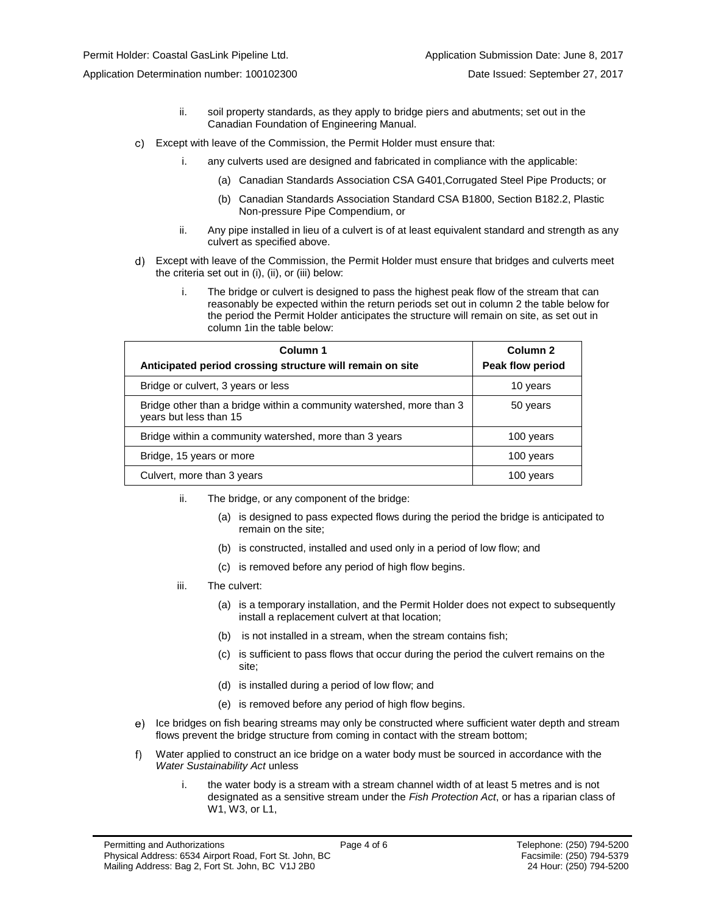ii. soil property standards, as they apply to bridge piers and abutments; set out in the Canadian Foundation of Engineering Manual.

c) Except with leave of the Commission, the Permit Holder must ensure that:

   i. any culverts used are designed and fabricated in compliance with the applicable:

      (a) Canadian Standards Association CSA G401,Corrugated Steel Pipe Products; or

      (b) Canadian Standards Association Standard CSA B1800, Section B182.2, Plastic Non-pressure Pipe Compendium, or

   ii. Any pipe installed in lieu of a culvert is of at least equivalent standard and strength as any culvert as specified above.

d) Except with leave of the Commission, the Permit Holder must ensure that bridges and culverts meet the criteria set out in (i), (ii), or (iii) below:

   i. The bridge or culvert is designed to pass the highest peak flow of the stream that can reasonably be expected within the return periods set out in column 2 the table below for the period the Permit Holder anticipates the structure will remain on site, as set out in column 1in the table below:

| Column 1<br>Anticipated period crossing structure will remain on site | Column 2<br>Peak flow period |
|---|---|
| Bridge or culvert, 3 years or less | 10 years |
| Bridge other than a bridge within a community watershed, more than 3 years but less than 15 | 50 years |
| Bridge within a community watershed, more than 3 years | 100 years |
| Bridge, 15 years or more | 100 years |
| Culvert, more than 3 years | 100 years |

   ii. The bridge, or any component of the bridge:

      (a) is designed to pass expected flows during the period the bridge is anticipated to remain on the site;

      (b) is constructed, installed and used only in a period of low flow; and

      (c) is removed before any period of high flow begins.

   iii. The culvert:

      (a) is a temporary installation, and the Permit Holder does not expect to subsequently install a replacement culvert at that location;

      (b) is not installed in a stream, when the stream contains fish;

      (c) is sufficient to pass flows that occur during the period the culvert remains on the site;

      (d) is installed during a period of low flow; and

      (e) is removed before any period of high flow begins.

e) Ice bridges on fish bearing streams may only be constructed where sufficient water depth and stream flows prevent the bridge structure from coming in contact with the stream bottom;

f) Water applied to construct an ice bridge on a water body must be sourced in accordance with the *Water Sustainability Act* unless

   i. the water body is a stream with a stream channel width of at least 5 metres and is not designated as a sensitive stream under the *Fish Protection Act*, or has a riparian class of W1, W3, or L1,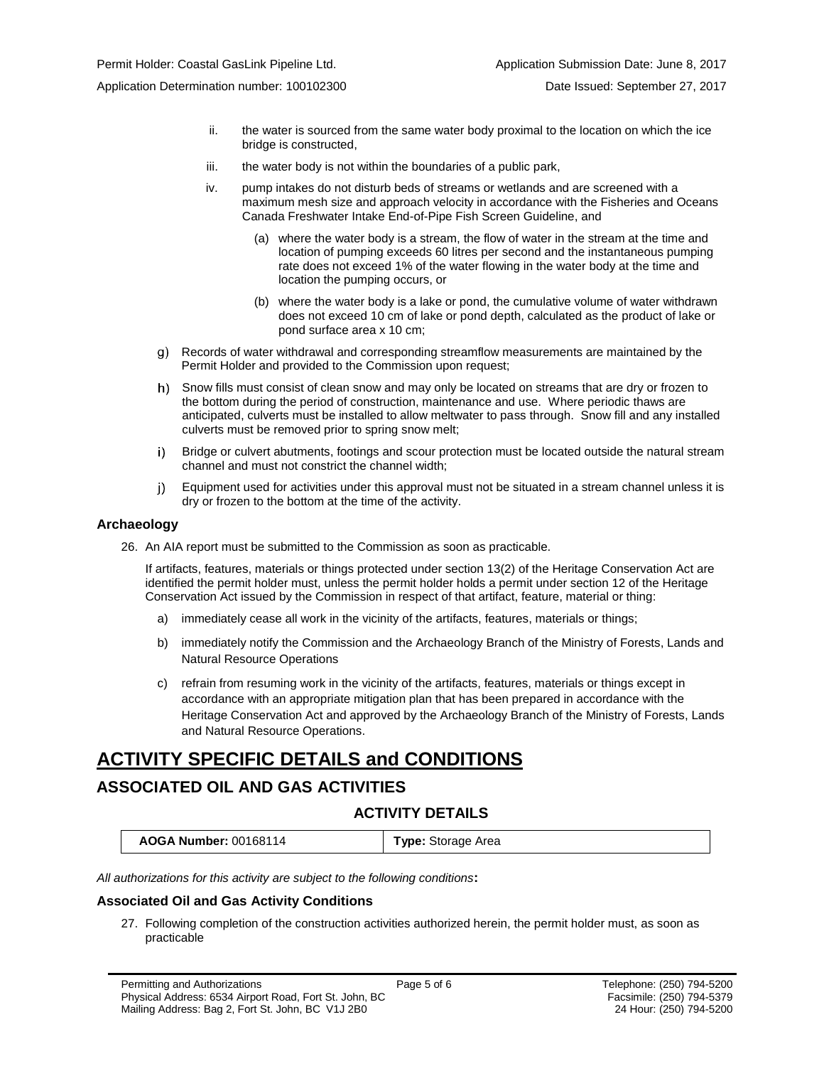ii. the water is sourced from the same water body proximal to the location on which the ice bridge is constructed,

iii. the water body is not within the boundaries of a public park,

iv. pump intakes do not disturb beds of streams or wetlands and are screened with a maximum mesh size and approach velocity in accordance with the Fisheries and Oceans Canada Freshwater Intake End-of-Pipe Fish Screen Guideline, and

(a) where the water body is a stream, the flow of water in the stream at the time and location of pumping exceeds 60 litres per second and the instantaneous pumping rate does not exceed 1% of the water flowing in the water body at the time and location the pumping occurs, or

(b) where the water body is a lake or pond, the cumulative volume of water withdrawn does not exceed 10 cm of lake or pond depth, calculated as the product of lake or pond surface area x 10 cm;

g) Records of water withdrawal and corresponding streamflow measurements are maintained by the Permit Holder and provided to the Commission upon request;

h) Snow fills must consist of clean snow and may only be located on streams that are dry or frozen to the bottom during the period of construction, maintenance and use. Where periodic thaws are anticipated, culverts must be installed to allow meltwater to pass through. Snow fill and any installed culverts must be removed prior to spring snow melt;

i) Bridge or culvert abutments, footings and scour protection must be located outside the natural stream channel and must not constrict the channel width;

j) Equipment used for activities under this approval must not be situated in a stream channel unless it is dry or frozen to the bottom at the time of the activity.

### Archaeology

26. An AIA report must be submitted to the Commission as soon as practicable.

    If artifacts, features, materials or things protected under section 13(2) of the Heritage Conservation Act are identified the permit holder must, unless the permit holder holds a permit under section 12 of the Heritage Conservation Act issued by the Commission in respect of that artifact, feature, material or thing:

    a) immediately cease all work in the vicinity of the artifacts, features, materials or things;

    b) immediately notify the Commission and the Archaeology Branch of the Ministry of Forests, Lands and Natural Resource Operations

    c) refrain from resuming work in the vicinity of the artifacts, features, materials or things except in accordance with an appropriate mitigation plan that has been prepared in accordance with the Heritage Conservation Act and approved by the Archaeology Branch of the Ministry of Forests, Lands and Natural Resource Operations.

# ACTIVITY SPECIFIC DETAILS and CONDITIONS

## ASSOCIATED OIL AND GAS ACTIVITIES

### ACTIVITY DETAILS

| **AOGA Number:** 00168114 | **Type:** Storage Area |
|---|---|

*All authorizations for this activity are subject to the following conditions***:**

### Associated Oil and Gas Activity Conditions

27. Following completion of the construction activities authorized herein, the permit holder must, as soon as practicable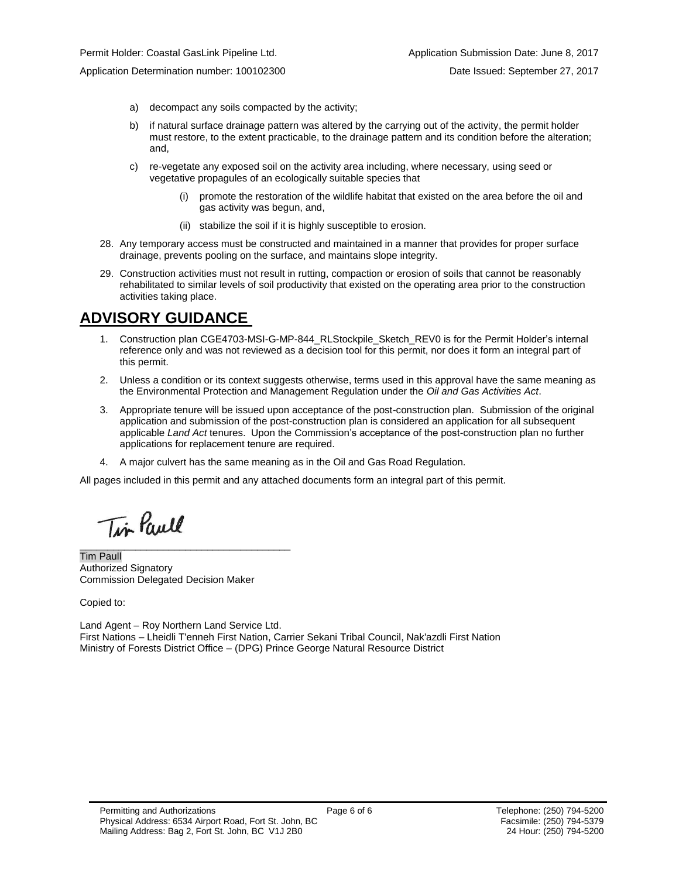a) decompact any soils compacted by the activity;

b) if natural surface drainage pattern was altered by the carrying out of the activity, the permit holder must restore, to the extent practicable, to the drainage pattern and its condition before the alteration; and,

c) re-vegetate any exposed soil on the activity area including, where necessary, using seed or vegetative propagules of an ecologically suitable species that

   (i) promote the restoration of the wildlife habitat that existed on the area before the oil and gas activity was begun, and,

   (ii) stabilize the soil if it is highly susceptible to erosion.

28. Any temporary access must be constructed and maintained in a manner that provides for proper surface drainage, prevents pooling on the surface, and maintains slope integrity.

29. Construction activities must not result in rutting, compaction or erosion of soils that cannot be reasonably rehabilitated to similar levels of soil productivity that existed on the operating area prior to the construction activities taking place.

# ADVISORY GUIDANCE

1. Construction plan CGE4703-MSI-G-MP-844_RLStockpile_Sketch_REV0 is for the Permit Holder's internal reference only and was not reviewed as a decision tool for this permit, nor does it form an integral part of this permit.

2. Unless a condition or its context suggests otherwise, terms used in this approval have the same meaning as the Environmental Protection and Management Regulation under the *Oil and Gas Activities Act*.

3. Appropriate tenure will be issued upon acceptance of the post-construction plan. Submission of the original application and submission of the post-construction plan is considered an application for all subsequent applicable *Land Act* tenures. Upon the Commission's acceptance of the post-construction plan no further applications for replacement tenure are required.

4. A major culvert has the same meaning as in the Oil and Gas Road Regulation.

All pages included in this permit and any attached documents form an integral part of this permit.

Tim Paull
Authorized Signatory
Commission Delegated Decision Maker

Copied to:

Land Agent – Roy Northern Land Service Ltd.
First Nations – Lheidli T'enneh First Nation, Carrier Sekani Tribal Council, Nak'azdli First Nation
Ministry of Forests District Office – (DPG) Prince George Natural Resource District